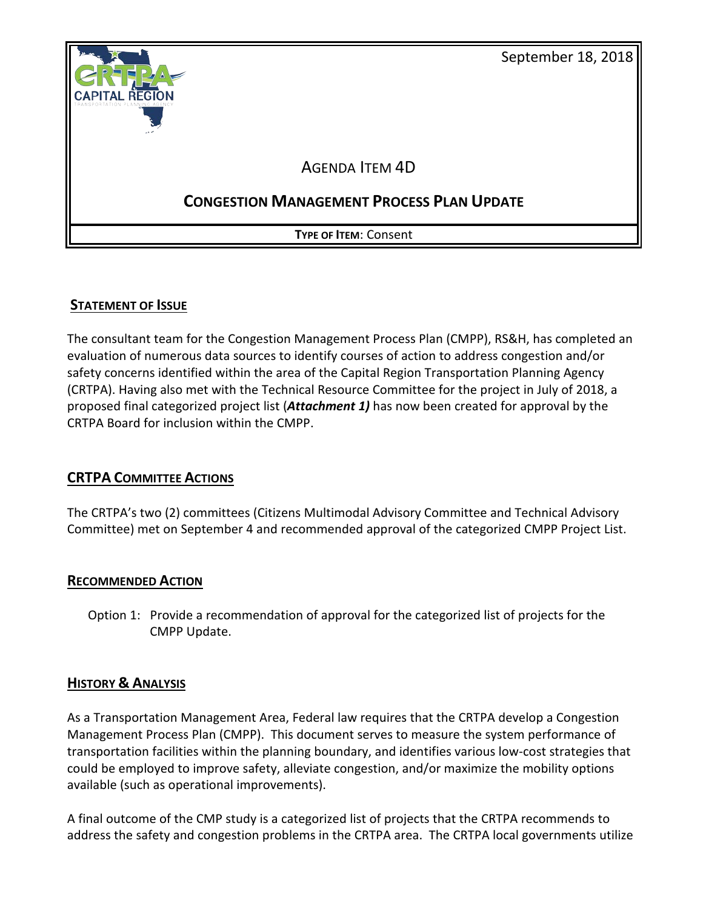September 18, 2018

AGENDA ITEM 4D

# CONGESTION MANAGEMENT PROCESS PLAN UPDATE

**TYPE OF ITEM**: Consent

## STATEMENT OF ISSUE

The consultant team for the Congestion Management Process Plan (CMPP), RS&H, has completed an evaluation of numerous data sources to identify courses of action to address congestion and/or safety concerns identified within the area of the Capital Region Transportation Planning Agency (CRTPA). Having also met with the Technical Resource Committee for the project in July of 2018, a proposed final categorized project list (***Attachment 1)*** has now been created for approval by the CRTPA Board for inclusion within the CMPP.

## CRTPA COMMITTEE ACTIONS

The CRTPA's two (2) committees (Citizens Multimodal Advisory Committee and Technical Advisory Committee) met on September 4 and recommended approval of the categorized CMPP Project List.

## RECOMMENDED ACTION

Option 1: Provide a recommendation of approval for the categorized list of projects for the CMPP Update.

## HISTORY & ANALYSIS

As a Transportation Management Area, Federal law requires that the CRTPA develop a Congestion Management Process Plan (CMPP). This document serves to measure the system performance of transportation facilities within the planning boundary, and identifies various low-cost strategies that could be employed to improve safety, alleviate congestion, and/or maximize the mobility options available (such as operational improvements).

A final outcome of the CMP study is a categorized list of projects that the CRTPA recommends to address the safety and congestion problems in the CRTPA area. The CRTPA local governments utilize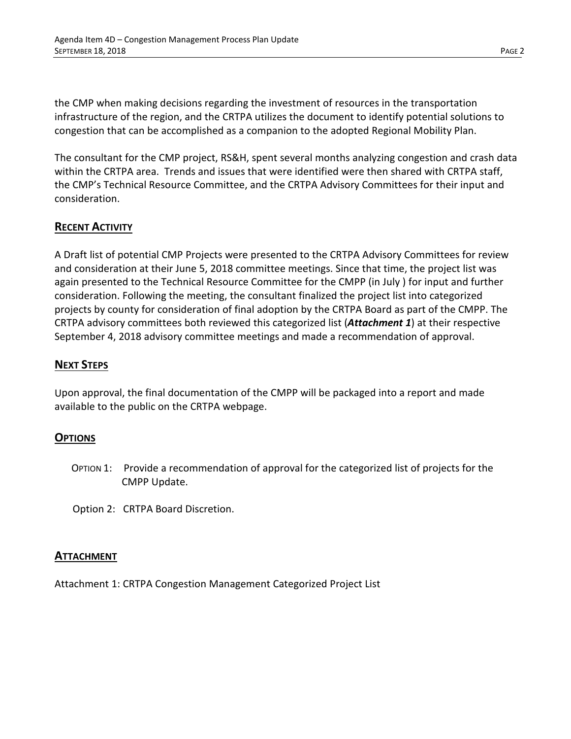the CMP when making decisions regarding the investment of resources in the transportation infrastructure of the region, and the CRTPA utilizes the document to identify potential solutions to congestion that can be accomplished as a companion to the adopted Regional Mobility Plan.

The consultant for the CMP project, RS&H, spent several months analyzing congestion and crash data within the CRTPA area. Trends and issues that were identified were then shared with CRTPA staff, the CMP's Technical Resource Committee, and the CRTPA Advisory Committees for their input and consideration.

## RECENT ACTIVITY

A Draft list of potential CMP Projects were presented to the CRTPA Advisory Committees for review and consideration at their June 5, 2018 committee meetings. Since that time, the project list was again presented to the Technical Resource Committee for the CMPP (in July ) for input and further consideration. Following the meeting, the consultant finalized the project list into categorized projects by county for consideration of final adoption by the CRTPA Board as part of the CMPP. The CRTPA advisory committees both reviewed this categorized list (***Attachment 1***) at their respective September 4, 2018 advisory committee meetings and made a recommendation of approval.

## NEXT STEPS

Upon approval, the final documentation of the CMPP will be packaged into a report and made available to the public on the CRTPA webpage.

## OPTIONS

OPTION 1: Provide a recommendation of approval for the categorized list of projects for the CMPP Update.

Option 2: CRTPA Board Discretion.

## ATTACHMENT

Attachment 1: CRTPA Congestion Management Categorized Project List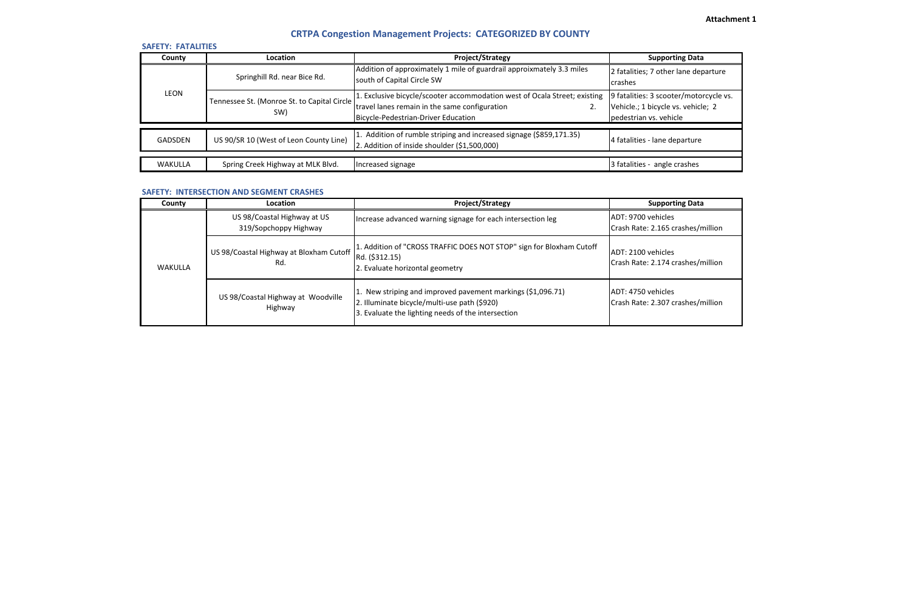Attachment 1

# CRTPA Congestion Management Projects: CATEGORIZED BY COUNTY

## SAFETY: FATALITIES

| County | Location | Project/Strategy | Supporting Data |
|---|---|---|---|
| LEON | Springhill Rd. near Bice Rd. | Addition of approximately 1 mile of guardrail approixmately 3.3 miles south of Capital Circle SW | 2 fatalities; 7 other lane departure crashes |
| | Tennessee St. (Monroe St. to Capital Circle SW) | 1. Exclusive bicycle/scooter accommodation west of Ocala Street; existing travel lanes remain in the same configuration 2. Bicycle-Pedestrian-Driver Education | 9 fatalities: 3 scooter/motorcycle vs. Vehicle.; 1 bicycle vs. vehicle; 2 pedestrian vs. vehicle |
| GADSDEN | US 90/SR 10 (West of Leon County Line) | 1. Addition of rumble striping and increased signage ($859,171.35) 2. Addition of inside shoulder ($1,500,000) | 4 fatalities - lane departure |
| WAKULLA | Spring Creek Highway at MLK Blvd. | Increased signage | 3 fatalities - angle crashes |

## SAFETY: INTERSECTION AND SEGMENT CRASHES

| County | Location | Project/Strategy | Supporting Data |
|---|---|---|---|
| WAKULLA | US 98/Coastal Highway at US 319/Sopchoppy Highway | Increase advanced warning signage for each intersection leg | ADT: 9700 vehicles Crash Rate: 2.165 crashes/million |
| | US 98/Coastal Highway at Bloxham Cutoff Rd. | 1. Addition of "CROSS TRAFFIC DOES NOT STOP" sign for Bloxham Cutoff Rd. ($312.15) 2. Evaluate horizontal geometry | ADT: 2100 vehicles Crash Rate: 2.174 crashes/million |
| | US 98/Coastal Highway at Woodville Highway | 1. New striping and improved pavement markings ($1,096.71) 2. Illuminate bicycle/multi-use path ($920) 3. Evaluate the lighting needs of the intersection | ADT: 4750 vehicles Crash Rate: 2.307 crashes/million |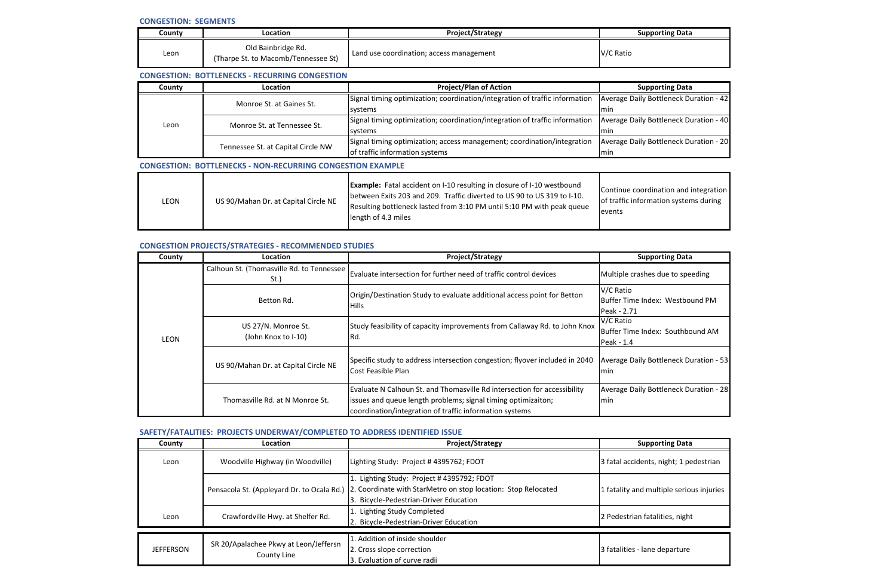### CONGESTION: SEGMENTS

| County | Location | Project/Strategy | Supporting Data |
|---|---|---|---|
| Leon | Old Bainbridge Rd. (Tharpe St. to Macomb/Tennessee St) | Land use coordination; access management | V/C Ratio |

### CONGESTION: BOTTLENECKS - RECURRING CONGESTION

| County | Location | Project/Plan of Action | Supporting Data |
|---|---|---|---|
| Leon | Monroe St. at Gaines St. | Signal timing optimization; coordination/integration of traffic information systems | Average Daily Bottleneck Duration - 42 min |
| | Monroe St. at Tennessee St. | Signal timing optimization; coordination/integration of traffic information systems | Average Daily Bottleneck Duration - 40 min |
| | Tennessee St. at Capital Circle NW | Signal timing optimization; access management; coordination/integration of traffic information systems | Average Daily Bottleneck Duration - 20 min |

### CONGESTION: BOTTLENECKS - NON-RECURRING CONGESTION EXAMPLE

| County | Location | Project/Plan of Action | Supporting Data |
|---|---|---|---|
| LEON | US 90/Mahan Dr. at Capital Circle NE | **Example:** Fatal accident on I-10 resulting in closure of I-10 westbound between Exits 203 and 209. Traffic diverted to US 90 to US 319 to I-10. Resulting bottleneck lasted from 3:10 PM until 5:10 PM with peak queue length of 4.3 miles | Continue coordination and integration of traffic information systems during events |

### CONGESTION PROJECTS/STRATEGIES - RECOMMENDED STUDIES

| County | Location | Project/Strategy | Supporting Data |
|---|---|---|---|
| LEON | Calhoun St. (Thomasville Rd. to Tennessee St.) | Evaluate intersection for further need of traffic control devices | Multiple crashes due to speeding |
| | Betton Rd. | Origin/Destination Study to evaluate additional access point for Betton Hills | V/C Ratio<br>Buffer Time Index: Westbound PM Peak - 2.71 |
| | US 27/N. Monroe St. (John Knox to I-10) | Study feasibility of capacity improvements from Callaway Rd. to John Knox Rd. | V/C Ratio<br>Buffer Time Index: Southbound AM Peak - 1.4 |
| | US 90/Mahan Dr. at Capital Circle NE | Specific study to address intersection congestion; flyover included in 2040 Cost Feasible Plan | Average Daily Bottleneck Duration - 53 min |
| | Thomasville Rd. at N Monroe St. | Evaluate N Calhoun St. and Thomasville Rd intersection for accessibility issues and queue length problems; signal timing optimizaiton; coordination/integration of traffic information systems | Average Daily Bottleneck Duration - 28 min |

### SAFETY/FATALITIES: PROJECTS UNDERWAY/COMPLETED TO ADDRESS IDENTIFIED ISSUE

| County | Location | Project/Strategy | Supporting Data |
|---|---|---|---|
| Leon | Woodville Highway (in Woodville) | Lighting Study: Project # 4395762; FDOT | 3 fatal accidents, night; 1 pedestrian |
| | Pensacola St. (Appleyard Dr. to Ocala Rd.) | 1. Lighting Study: Project # 4395792; FDOT<br>2. Coordinate with StarMetro on stop location: Stop Relocated<br>3. Bicycle-Pedestrian-Driver Education | 1 fatality and multiple serious injuries |
| Leon | Crawfordville Hwy. at Shelfer Rd. | 1. Lighting Study Completed<br>2. Bicycle-Pedestrian-Driver Education | 2 Pedestrian fatalities, night |
| JEFFERSON | SR 20/Apalachee Pkwy at Leon/Jeffersn County Line | 1. Addition of inside shoulder<br>2. Cross slope correction<br>3. Evaluation of curve radii | 3 fatalities - lane departure |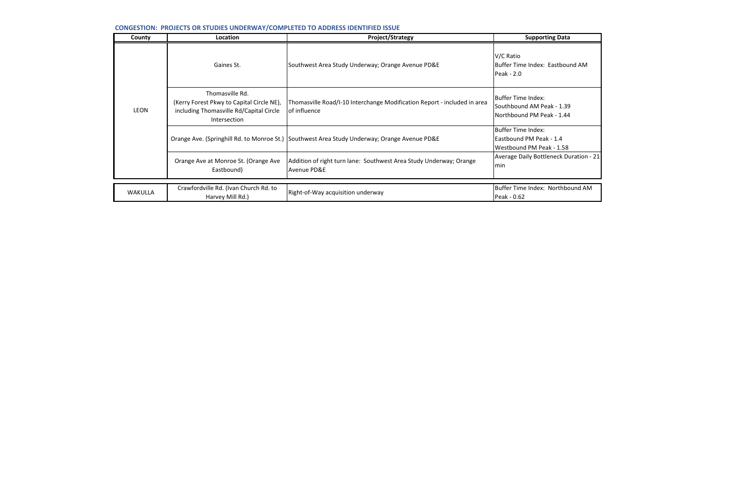**CONGESTION: PROJECTS OR STUDIES UNDERWAY/COMPLETED TO ADDRESS IDENTIFIED ISSUE**

| County | Location | Project/Strategy | Supporting Data |
|---|---|---|---|
| LEON | Gaines St. | Southwest Area Study Underway; Orange Avenue PD&E | V/C Ratio<br>Buffer Time Index: Eastbound AM Peak - 2.0 |
| | Thomasville Rd.<br>(Kerry Forest Pkwy to Capital Circle NE), including Thomasville Rd/Capital Circle Intersection | Thomasville Road/I-10 Interchange Modification Report - included in area of influence | Buffer Time Index:<br>Southbound AM Peak - 1.39<br>Northbound PM Peak - 1.44 |
| | Orange Ave. (Springhill Rd. to Monroe St.) | Southwest Area Study Underway; Orange Avenue PD&E | Buffer Time Index:<br>Eastbound PM Peak - 1.4<br>Westbound PM Peak - 1.58 |
| | Orange Ave at Monroe St. (Orange Ave Eastbound) | Addition of right turn lane: Southwest Area Study Underway; Orange Avenue PD&E | Average Daily Bottleneck Duration - 21 min |
| WAKULLA | Crawfordville Rd. (Ivan Church Rd. to Harvey Mill Rd.) | Right-of-Way acquisition underway | Buffer Time Index: Northbound AM Peak - 0.62 |